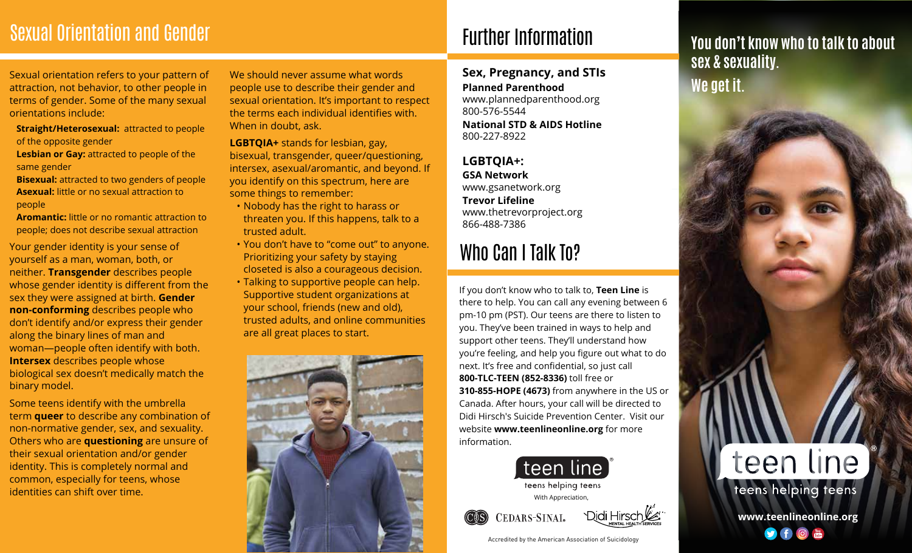# Sexual Orientation and Gender

Sexual orientation refers to your pattern of attraction, not behavior, to other people in terms of gender. Some of the many sexual orientations include:

**Straight/Heterosexual:** attracted to people of the opposite gender
**Lesbian or Gay:** attracted to people of the same gender
**Bisexual:** attracted to two genders of people
**Asexual:** little or no sexual attraction to people
**Aromantic:** little or no romantic attraction to people; does not describe sexual attraction

Your gender identity is your sense of yourself as a man, woman, both, or neither. **Transgender** describes people whose gender identity is different from the sex they were assigned at birth. **Gender non-conforming** describes people who don't identify and/or express their gender along the binary lines of man and woman—people often identify with both. **Intersex** describes people whose biological sex doesn't medically match the binary model.

Some teens identify with the umbrella term **queer** to describe any combination of non-normative gender, sex, and sexuality. Others who are **questioning** are unsure of their sexual orientation and/or gender identity. This is completely normal and common, especially for teens, whose identities can shift over time.

We should never assume what words people use to describe their gender and sexual orientation. It's important to respect the terms each individual identifies with. When in doubt, ask.

**LGBTQIA+** stands for lesbian, gay, bisexual, transgender, queer/questioning, intersex, asexual/aromantic, and beyond. If you identify on this spectrum, here are some things to remember:

- Nobody has the right to harass or threaten you. If this happens, talk to a trusted adult.
- You don't have to "come out" to anyone. Prioritizing your safety by staying closeted is also a courageous decision.
- Talking to supportive people can help. Supportive student organizations at your school, friends (new and old), trusted adults, and online communities are all great places to start.

# Further Information

## Sex, Pregnancy, and STIs

**Planned Parenthood**
www.plannedparenthood.org
800-576-5544

**National STD & AIDS Hotline**
800-227-8922

## LGBTQIA+:

**GSA Network**
www.gsanetwork.org

**Trevor Lifeline**
www.thetrevorproject.org
866-488-7386

# Who Can I Talk To?

If you don't know who to talk to, **Teen Line** is there to help. You can call any evening between 6 pm-10 pm (PST). Our teens are there to listen to you. They've been trained in ways to help and support other teens. They'll understand how you're feeling, and help you figure out what to do next. It's free and confidential, so just call **800-TLC-TEEN (852-8336)** toll free or **310-855-HOPE (4673)** from anywhere in the US or Canada. After hours, your call will be directed to Didi Hirsch's Suicide Prevention Center. Visit our website **www.teenlineonline.org** for more information.

teen line® — teens helping teens

With Appreciation,

Cedars-Sinai — Didi Hirsch Mental Health Services

Accredited by the American Association of Suicidology

# You don't know who to talk to about sex & sexuality. We get it.

teen line® — teens helping teens

**www.teenlineonline.org**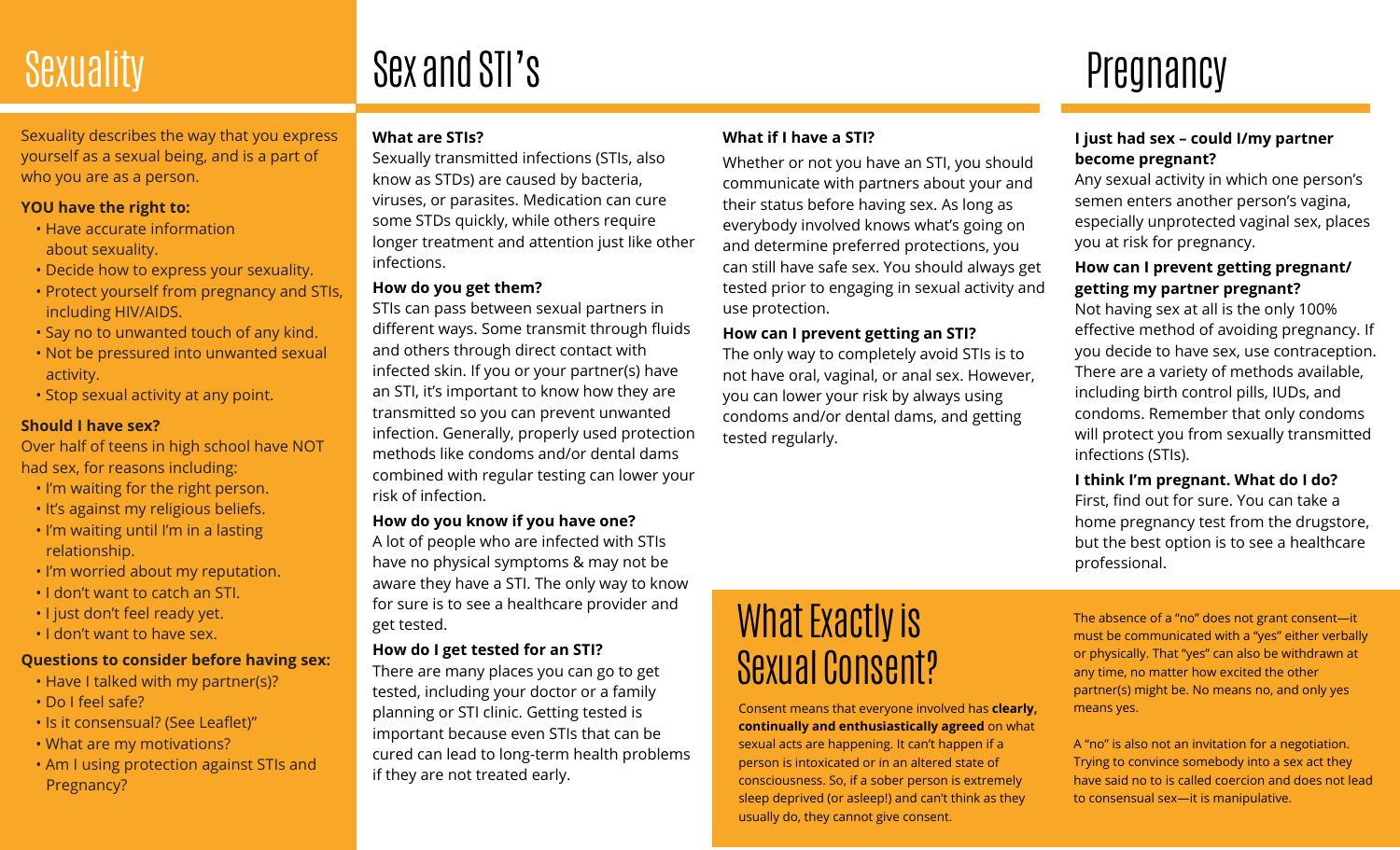# Sexuality

Sexuality describes the way that you express yourself as a sexual being, and is a part of who you are as a person.

**YOU have the right to:**

- Have accurate information about sexuality.
- Decide how to express your sexuality.
- Protect yourself from pregnancy and STIs, including HIV/AIDS.
- Say no to unwanted touch of any kind.
- Not be pressured into unwanted sexual activity.
- Stop sexual activity at any point.

**Should I have sex?**

Over half of teens in high school have NOT had sex, for reasons including:

- I'm waiting for the right person.
- It's against my religious beliefs.
- I'm waiting until I'm in a lasting relationship.
- I'm worried about my reputation.
- I don't want to catch an STI.
- I just don't feel ready yet.
- I don't want to have sex.

**Questions to consider before having sex:**

- Have I talked with my partner(s)?
- Do I feel safe?
- Is it consensual? (See Leaflet)"
- What are my motivations?
- Am I using protection against STIs and Pregnancy?

# Sex and STI's

**What are STIs?**

Sexually transmitted infections (STIs, also know as STDs) are caused by bacteria, viruses, or parasites. Medication can cure some STDs quickly, while others require longer treatment and attention just like other infections.

**How do you get them?**

STIs can pass between sexual partners in different ways. Some transmit through fluids and others through direct contact with infected skin. If you or your partner(s) have an STI, it's important to know how they are transmitted so you can prevent unwanted infection. Generally, properly used protection methods like condoms and/or dental dams combined with regular testing can lower your risk of infection.

**How do you know if you have one?**

A lot of people who are infected with STIs have no physical symptoms & may not be aware they have a STI. The only way to know for sure is to see a healthcare provider and get tested.

**How do I get tested for an STI?**

There are many places you can go to get tested, including your doctor or a family planning or STI clinic. Getting tested is important because even STIs that can be cured can lead to long-term health problems if they are not treated early.

**What if I have a STI?**

Whether or not you have an STI, you should communicate with partners about your and their status before having sex. As long as everybody involved knows what's going on and determine preferred protections, you can still have safe sex. You should always get tested prior to engaging in sexual activity and use protection.

**How can I prevent getting an STI?**

The only way to completely avoid STIs is to not have oral, vaginal, or anal sex. However, you can lower your risk by always using condoms and/or dental dams, and getting tested regularly.

# Pregnancy

**I just had sex – could I/my partner become pregnant?**

Any sexual activity in which one person's semen enters another person's vagina, especially unprotected vaginal sex, places you at risk for pregnancy.

**How can I prevent getting pregnant/ getting my partner pregnant?**

Not having sex at all is the only 100% effective method of avoiding pregnancy. If you decide to have sex, use contraception. There are a variety of methods available, including birth control pills, IUDs, and condoms. Remember that only condoms will protect you from sexually transmitted infections (STIs).

**I think I'm pregnant. What do I do?**

First, find out for sure. You can take a home pregnancy test from the drugstore, but the best option is to see a healthcare professional.

# What Exactly is Sexual Consent?

Consent means that everyone involved has **clearly, continually and enthusiastically agreed** on what sexual acts are happening. It can't happen if a person is intoxicated or in an altered state of consciousness. So, if a sober person is extremely sleep deprived (or asleep!) and can't think as they usually do, they cannot give consent.

The absence of a "no" does not grant consent—it must be communicated with a "yes" either verbally or physically. That "yes" can also be withdrawn at any time, no matter how excited the other partner(s) might be. No means no, and only yes means yes.

A "no" is also not an invitation for a negotiation. Trying to convince somebody into a sex act they have said no to is called coercion and does not lead to consensual sex—it is manipulative.